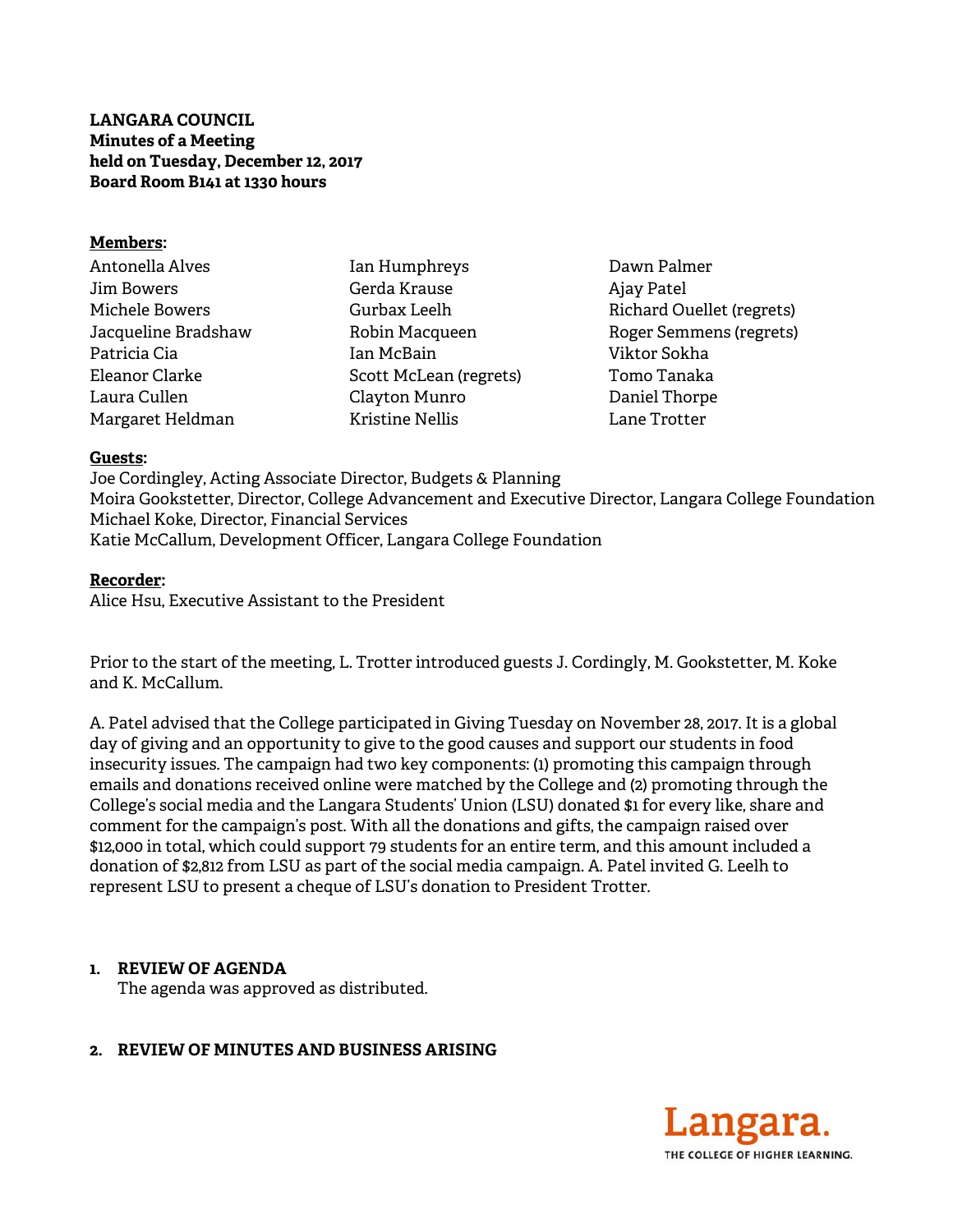**LANGARA COUNCIL**
**Minutes of a Meeting**
**held on Tuesday, December 12, 2017**
**Board Room B141 at 1330 hours**

**Members:**

Antonella Alves
Jim Bowers
Michele Bowers
Jacqueline Bradshaw
Patricia Cia
Eleanor Clarke
Laura Cullen
Margaret Heldman
Ian Humphreys
Gerda Krause
Gurbax Leelh
Robin Macqueen
Ian McBain
Scott McLean (regrets)
Clayton Munro
Kristine Nellis
Dawn Palmer
Ajay Patel
Richard Ouellet (regrets)
Roger Semmens (regrets)
Viktor Sokha
Tomo Tanaka
Daniel Thorpe
Lane Trotter

**Guests:**

Joe Cordingley, Acting Associate Director, Budgets & Planning
Moira Gookstetter, Director, College Advancement and Executive Director, Langara College Foundation
Michael Koke, Director, Financial Services
Katie McCallum, Development Officer, Langara College Foundation

**Recorder:**

Alice Hsu, Executive Assistant to the President

Prior to the start of the meeting, L. Trotter introduced guests J. Cordingly, M. Gookstetter, M. Koke and K. McCallum.

A. Patel advised that the College participated in Giving Tuesday on November 28, 2017. It is a global day of giving and an opportunity to give to the good causes and support our students in food insecurity issues. The campaign had two key components: (1) promoting this campaign through emails and donations received online were matched by the College and (2) promoting through the College's social media and the Langara Students' Union (LSU) donated $1 for every like, share and comment for the campaign's post. With all the donations and gifts, the campaign raised over $12,000 in total, which could support 79 students for an entire term, and this amount included a donation of $2,812 from LSU as part of the social media campaign. A. Patel invited G. Leelh to represent LSU to present a cheque of LSU's donation to President Trotter.

1. **REVIEW OF AGENDA**
   The agenda was approved as distributed.

2. **REVIEW OF MINUTES AND BUSINESS ARISING**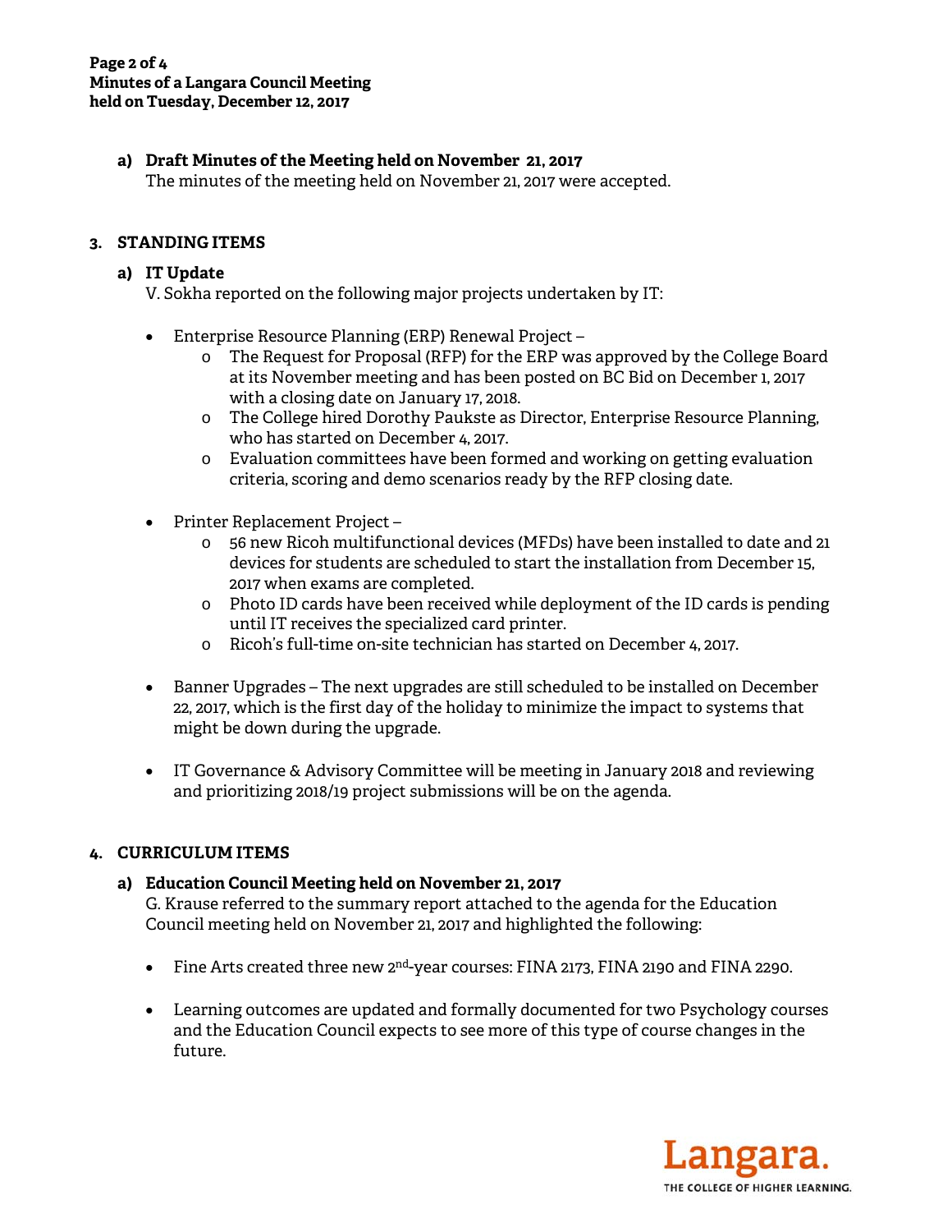**a) Draft Minutes of the Meeting held on November 21, 2017**

The minutes of the meeting held on November 21, 2017 were accepted.

## 3. STANDING ITEMS

### a) IT Update

V. Sokha reported on the following major projects undertaken by IT:

- Enterprise Resource Planning (ERP) Renewal Project –
  - The Request for Proposal (RFP) for the ERP was approved by the College Board at its November meeting and has been posted on BC Bid on December 1, 2017 with a closing date on January 17, 2018.
  - The College hired Dorothy Paukste as Director, Enterprise Resource Planning, who has started on December 4, 2017.
  - Evaluation committees have been formed and working on getting evaluation criteria, scoring and demo scenarios ready by the RFP closing date.

- Printer Replacement Project –
  - 56 new Ricoh multifunctional devices (MFDs) have been installed to date and 21 devices for students are scheduled to start the installation from December 15, 2017 when exams are completed.
  - Photo ID cards have been received while deployment of the ID cards is pending until IT receives the specialized card printer.
  - Ricoh's full-time on-site technician has started on December 4, 2017.

- Banner Upgrades – The next upgrades are still scheduled to be installed on December 22, 2017, which is the first day of the holiday to minimize the impact to systems that might be down during the upgrade.

- IT Governance & Advisory Committee will be meeting in January 2018 and reviewing and prioritizing 2018/19 project submissions will be on the agenda.

## 4. CURRICULUM ITEMS

### a) Education Council Meeting held on November 21, 2017

G. Krause referred to the summary report attached to the agenda for the Education Council meeting held on November 21, 2017 and highlighted the following:

- Fine Arts created three new 2nd-year courses: FINA 2173, FINA 2190 and FINA 2290.

- Learning outcomes are updated and formally documented for two Psychology courses and the Education Council expects to see more of this type of course changes in the future.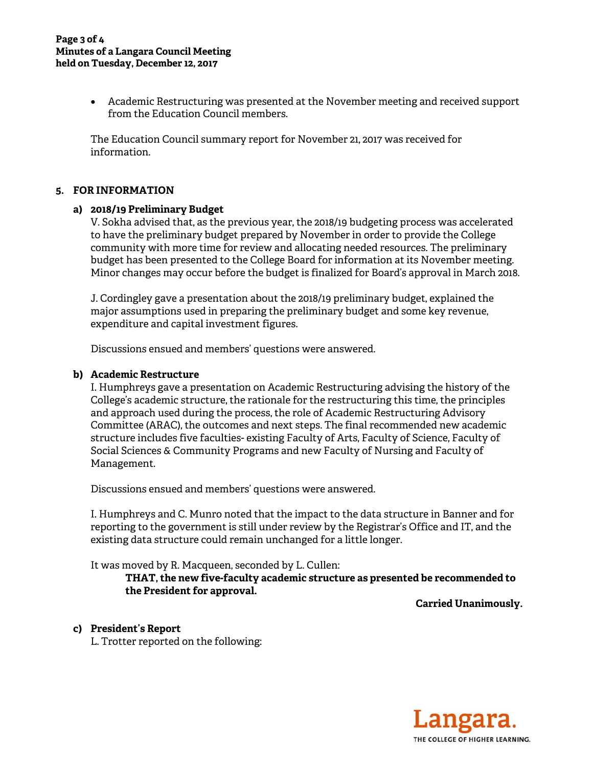- Academic Restructuring was presented at the November meeting and received support from the Education Council members.

The Education Council summary report for November 21, 2017 was received for information.

## 5. FOR INFORMATION

### a) 2018/19 Preliminary Budget

V. Sokha advised that, as the previous year, the 2018/19 budgeting process was accelerated to have the preliminary budget prepared by November in order to provide the College community with more time for review and allocating needed resources. The preliminary budget has been presented to the College Board for information at its November meeting. Minor changes may occur before the budget is finalized for Board's approval in March 2018.

J. Cordingley gave a presentation about the 2018/19 preliminary budget, explained the major assumptions used in preparing the preliminary budget and some key revenue, expenditure and capital investment figures.

Discussions ensued and members' questions were answered.

### b) Academic Restructure

I. Humphreys gave a presentation on Academic Restructuring advising the history of the College's academic structure, the rationale for the restructuring this time, the principles and approach used during the process, the role of Academic Restructuring Advisory Committee (ARAC), the outcomes and next steps. The final recommended new academic structure includes five faculties- existing Faculty of Arts, Faculty of Science, Faculty of Social Sciences & Community Programs and new Faculty of Nursing and Faculty of Management.

Discussions ensued and members' questions were answered.

I. Humphreys and C. Munro noted that the impact to the data structure in Banner and for reporting to the government is still under review by the Registrar's Office and IT, and the existing data structure could remain unchanged for a little longer.

It was moved by R. Macqueen, seconded by L. Cullen:

> **THAT, the new five-faculty academic structure as presented be recommended to the President for approval.**

**Carried Unanimously.**

### c) President's Report

L. Trotter reported on the following: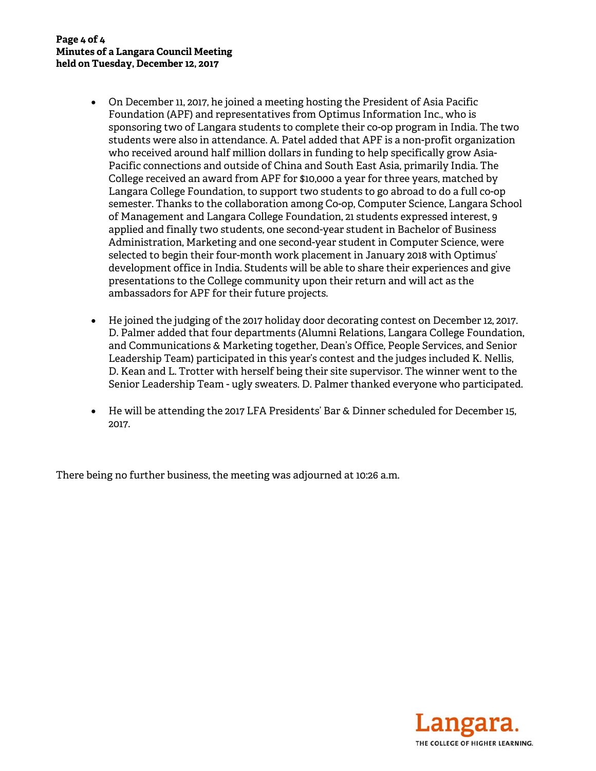- On December 11, 2017, he joined a meeting hosting the President of Asia Pacific Foundation (APF) and representatives from Optimus Information Inc., who is sponsoring two of Langara students to complete their co-op program in India. The two students were also in attendance. A. Patel added that APF is a non-profit organization who received around half million dollars in funding to help specifically grow Asia-Pacific connections and outside of China and South East Asia, primarily India. The College received an award from APF for $10,000 a year for three years, matched by Langara College Foundation, to support two students to go abroad to do a full co-op semester. Thanks to the collaboration among Co-op, Computer Science, Langara School of Management and Langara College Foundation, 21 students expressed interest, 9 applied and finally two students, one second-year student in Bachelor of Business Administration, Marketing and one second-year student in Computer Science, were selected to begin their four-month work placement in January 2018 with Optimus' development office in India. Students will be able to share their experiences and give presentations to the College community upon their return and will act as the ambassadors for APF for their future projects.

- He joined the judging of the 2017 holiday door decorating contest on December 12, 2017. D. Palmer added that four departments (Alumni Relations, Langara College Foundation, and Communications & Marketing together, Dean's Office, People Services, and Senior Leadership Team) participated in this year's contest and the judges included K. Nellis, D. Kean and L. Trotter with herself being their site supervisor. The winner went to the Senior Leadership Team - ugly sweaters. D. Palmer thanked everyone who participated.

- He will be attending the 2017 LFA Presidents' Bar & Dinner scheduled for December 15, 2017.

There being no further business, the meeting was adjourned at 10:26 a.m.